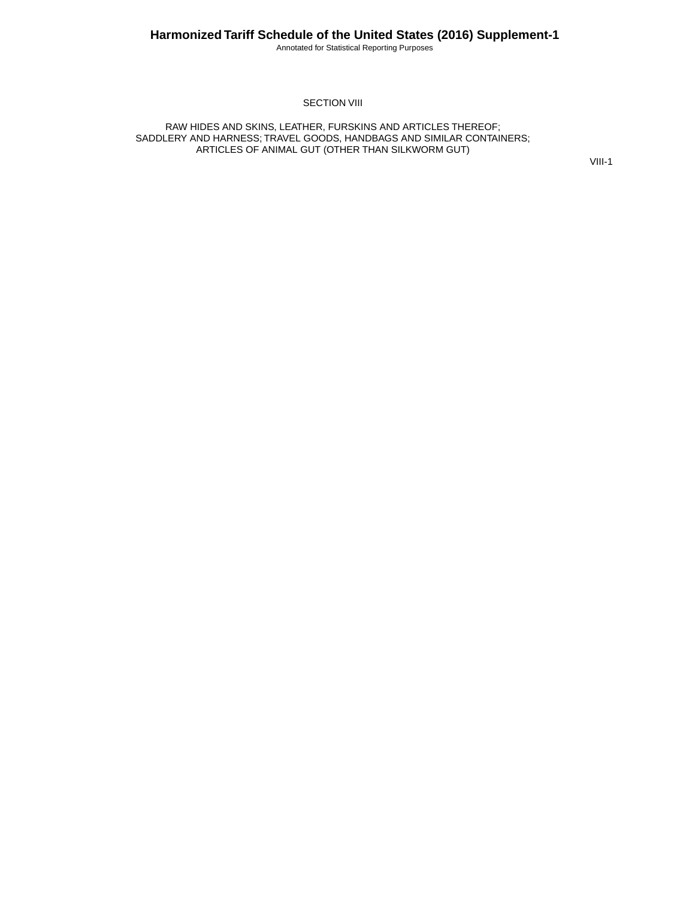# SECTION VIII

## RAW HIDES AND SKINS, LEATHER, FURSKINS AND ARTICLES THEREOF; SADDLERY AND HARNESS; TRAVEL GOODS, HANDBAGS AND SIMILAR CONTAINERS; ARTICLES OF ANIMAL GUT (OTHER THAN SILKWORM GUT)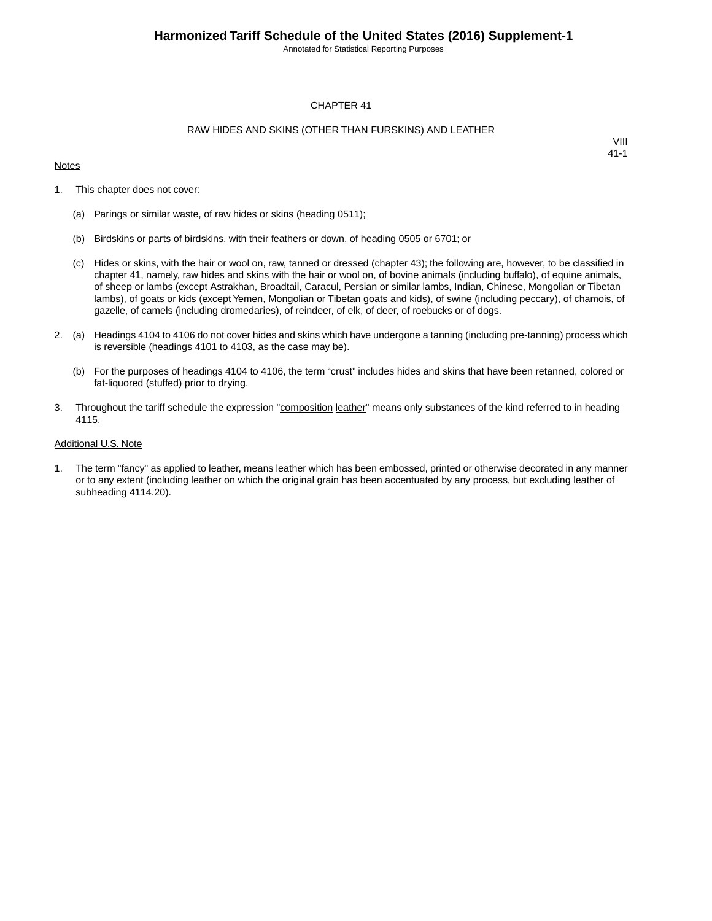# CHAPTER 41

## RAW HIDES AND SKINS (OTHER THAN FURSKINS) AND LEATHER

VIII
41-1

Notes

1. This chapter does not cover:

   (a) Parings or similar waste, of raw hides or skins (heading 0511);

   (b) Birdskins or parts of birdskins, with their feathers or down, of heading 0505 or 6701; or

   (c) Hides or skins, with the hair or wool on, raw, tanned or dressed (chapter 43); the following are, however, to be classified in chapter 41, namely, raw hides and skins with the hair or wool on, of bovine animals (including buffalo), of equine animals, of sheep or lambs (except Astrakhan, Broadtail, Caracul, Persian or similar lambs, Indian, Chinese, Mongolian or Tibetan lambs), of goats or kids (except Yemen, Mongolian or Tibetan goats and kids), of swine (including peccary), of chamois, of gazelle, of camels (including dromedaries), of reindeer, of elk, of deer, of roebucks or of dogs.

2. (a) Headings 4104 to 4106 do not cover hides and skins which have undergone a tanning (including pre-tanning) process which is reversible (headings 4101 to 4103, as the case may be).

   (b) For the purposes of headings 4104 to 4106, the term “crust” includes hides and skins that have been retanned, colored or fat-liquored (stuffed) prior to drying.

3. Throughout the tariff schedule the expression "composition leather" means only substances of the kind referred to in heading 4115.

Additional U.S. Note

1. The term "fancy" as applied to leather, means leather which has been embossed, printed or otherwise decorated in any manner or to any extent (including leather on which the original grain has been accentuated by any process, but excluding leather of subheading 4114.20).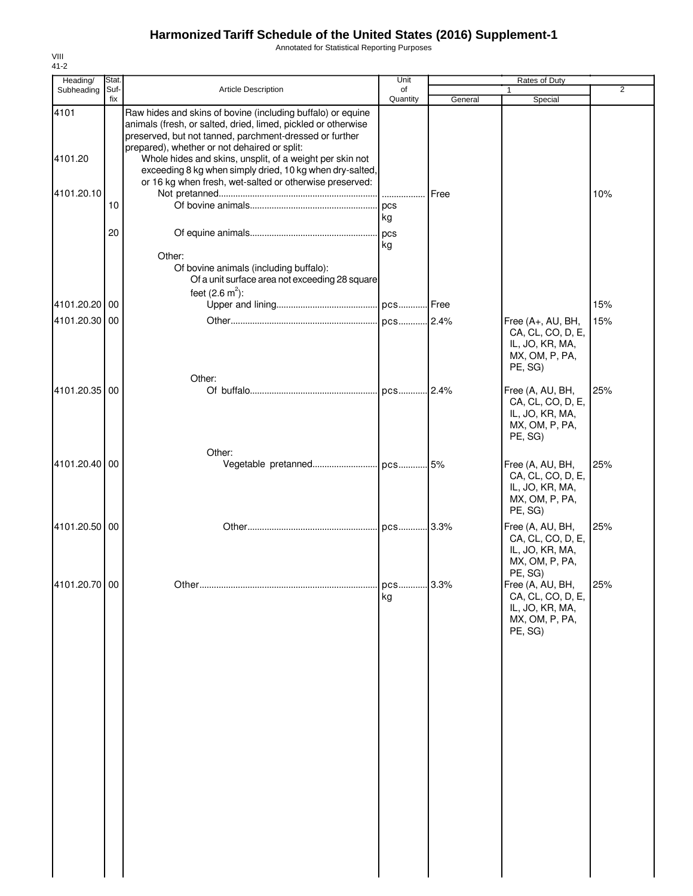# Harmonized Tariff Schedule of the United States (2016) Supplement-1

Annotated for Statistical Reporting Purposes

VIII
41-2

| Heading/ Subheading | Stat. Suf- fix | Article Description | Unit of Quantity | Rates of Duty 1 General | Special | 2 |
|---|---|---|---|---|---|---|
| 4101 | | Raw hides and skins of bovine (including buffalo) or equine animals (fresh, or salted, dried, limed, pickled or otherwise preserved, but not tanned, parchment-dressed or further prepared), whether or not dehaired or split: | | | | |
| 4101.20 | | Whole hides and skins, unsplit, of a weight per skin not exceeding 8 kg when simply dried, 10 kg when dry-salted, or 16 kg when fresh, wet-salted or otherwise preserved: | | | | |
| 4101.20.10 | | Not pretanned | | Free | | 10% |
| | 10 | Of bovine animals | pcs kg | | | |
| | 20 | Of equine animals | pcs kg | | | |
| | | Other: | | | | |
| | | Of bovine animals (including buffalo): | | | | |
| | | Of a unit surface area not exceeding 28 square feet (2.6 $m^2$): | | | | |
| 4101.20.20 | 00 | Upper and lining | pcs | Free | | 15% |
| 4101.20.30 | 00 | Other | pcs | 2.4% | Free (A+, AU, BH, CA, CL, CO, D, E, IL, JO, KR, MA, MX, OM, P, PA, PE, SG) | 15% |
| | | Other: | | | | |
| 4101.20.35 | 00 | Of buffalo | pcs | 2.4% | Free (A, AU, BH, CA, CL, CO, D, E, IL, JO, KR, MA, MX, OM, P, PA, PE, SG) | 25% |
| | | Other: | | | | |
| 4101.20.40 | 00 | Vegetable pretanned | pcs | 5% | Free (A, AU, BH, CA, CL, CO, D, E, IL, JO, KR, MA, MX, OM, P, PA, PE, SG) | 25% |
| 4101.20.50 | 00 | Other | pcs | 3.3% | Free (A, AU, BH, CA, CL, CO, D, E, IL, JO, KR, MA, MX, OM, P, PA, PE, SG) | 25% |
| 4101.20.70 | 00 | Other | pcs kg | 3.3% | Free (A, AU, BH, CA, CL, CO, D, E, IL, JO, KR, MA, MX, OM, P, PA, PE, SG) | 25% |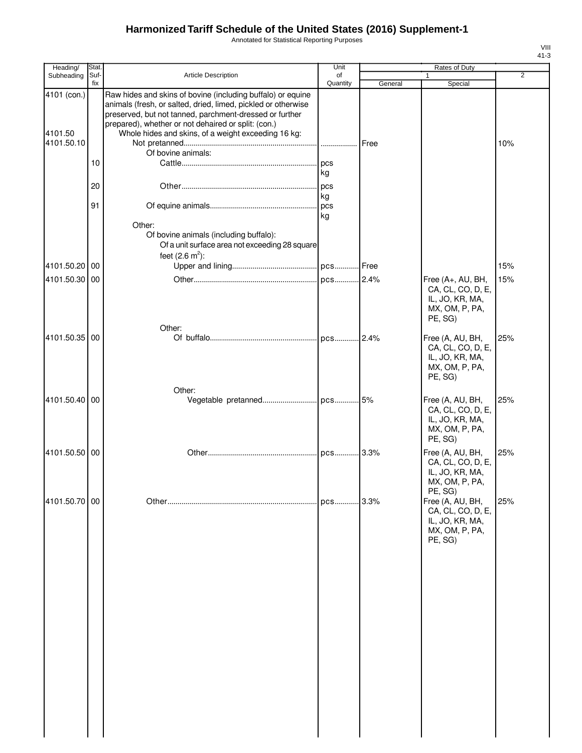# Harmonized Tariff Schedule of the United States (2016) Supplement-1

Annotated for Statistical Reporting Purposes

| Heading/ Subheading | Stat. Suf- fix | Article Description | Unit of Quantity | Rates of Duty 1 General | Special | 2 |
|---|---|---|---|---|---|---|
| 4101 (con.) | | Raw hides and skins of bovine (including buffalo) or equine animals (fresh, or salted, dried, limed, pickled or otherwise preserved, but not tanned, parchment-dressed or further prepared), whether or not dehaired or split: (con.) | | | | |
| 4101.50 | | Whole hides and skins, of a weight exceeding 16 kg: | | | | |
| 4101.50.10 | | Not pretanned | | Free | | 10% |
| | | Of bovine animals: | | | | |
| | 10 | Cattle | pcs kg | | | |
| | 20 | Other | pcs kg | | | |
| | 91 | Of equine animals | pcs kg | | | |
| | | Other: | | | | |
| | | Of bovine animals (including buffalo): | | | | |
| | | Of a unit surface area not exceeding 28 square feet (2.6 $m^2$): | | | | |
| 4101.50.20 | 00 | Upper and lining | pcs | Free | | 15% |
| 4101.50.30 | 00 | Other | pcs | 2.4% | Free (A+, AU, BH, CA, CL, CO, D, E, IL, JO, KR, MA, MX, OM, P, PA, PE, SG) | 15% |
| | | Other: | | | | |
| 4101.50.35 | 00 | Of buffalo | pcs | 2.4% | Free (A, AU, BH, CA, CL, CO, D, E, IL, JO, KR, MA, MX, OM, P, PA, PE, SG) | 25% |
| | | Other: | | | | |
| 4101.50.40 | 00 | Vegetable pretanned | pcs | 5% | Free (A, AU, BH, CA, CL, CO, D, E, IL, JO, KR, MA, MX, OM, P, PA, PE, SG) | 25% |
| 4101.50.50 | 00 | Other | pcs | 3.3% | Free (A, AU, BH, CA, CL, CO, D, E, IL, JO, KR, MA, MX, OM, P, PA, PE, SG) | 25% |
| 4101.50.70 | 00 | Other | pcs | 3.3% | Free (A, AU, BH, CA, CL, CO, D, E, IL, JO, KR, MA, MX, OM, P, PA, PE, SG) | 25% |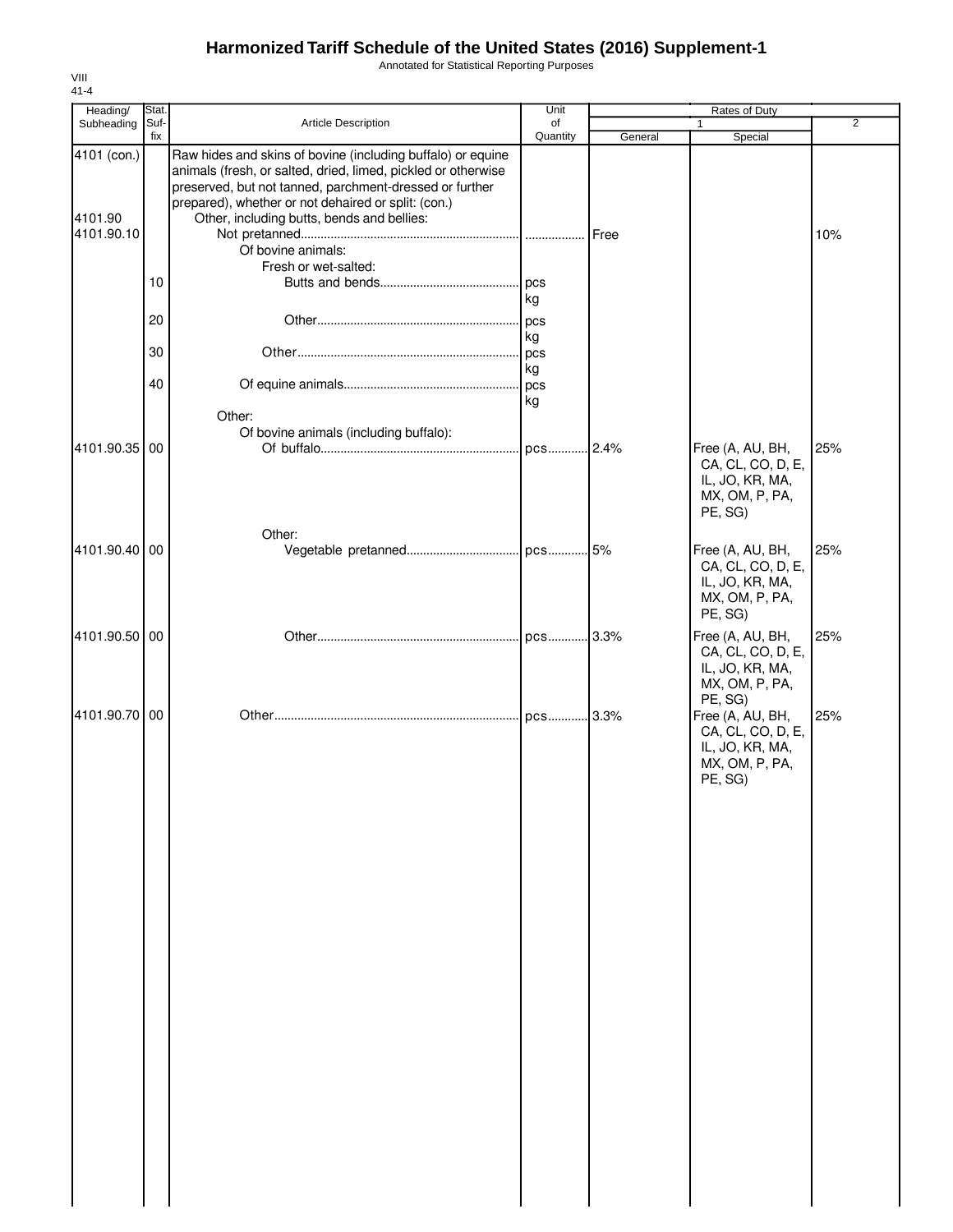# Harmonized Tariff Schedule of the United States (2016) Supplement-1

Annotated for Statistical Reporting Purposes

VIII
41-4

| Heading/ Subheading | Stat. Suf- fix | Article Description | Unit of Quantity | Rates of Duty 1 General | Special | 2 |
|---|---|---|---|---|---|---|
| 4101 (con.) | | Raw hides and skins of bovine (including buffalo) or equine animals (fresh, or salted, dried, limed, pickled or otherwise preserved, but not tanned, parchment-dressed or further prepared), whether or not dehaired or split: (con.) | | | | |
| 4101.90 | | Other, including butts, bends and bellies: | | | | |
| 4101.90.10 | | Not pretanned | | Free | | 10% |
| | | Of bovine animals: | | | | |
| | | Fresh or wet-salted: | | | | |
| | 10 | Butts and bends | pcs kg | | | |
| | 20 | Other | pcs kg | | | |
| | 30 | Other | pcs kg | | | |
| | 40 | Of equine animals | pcs kg | | | |
| | | Other: | | | | |
| | | Of bovine animals (including buffalo): | | | | |
| 4101.90.35 | 00 | Of buffalo | pcs | 2.4% | Free (A, AU, BH, CA, CL, CO, D, E, IL, JO, KR, MA, MX, OM, P, PA, PE, SG) | 25% |
| | | Other: | | | | |
| 4101.90.40 | 00 | Vegetable pretanned | pcs | 5% | Free (A, AU, BH, CA, CL, CO, D, E, IL, JO, KR, MA, MX, OM, P, PA, PE, SG) | 25% |
| 4101.90.50 | 00 | Other | pcs | 3.3% | Free (A, AU, BH, CA, CL, CO, D, E, IL, JO, KR, MA, MX, OM, P, PA, PE, SG) | 25% |
| 4101.90.70 | 00 | Other | pcs | 3.3% | Free (A, AU, BH, CA, CL, CO, D, E, IL, JO, KR, MA, MX, OM, P, PA, PE, SG) | 25% |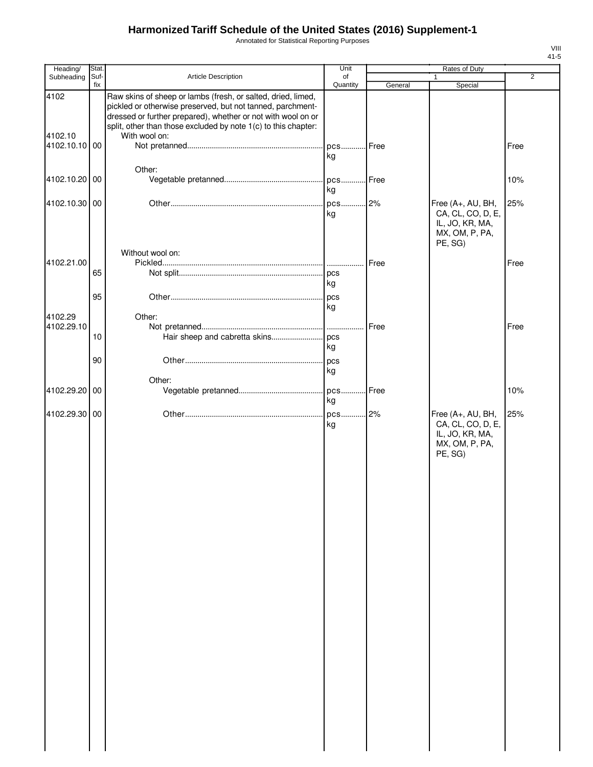# Harmonized Tariff Schedule of the United States (2016) Supplement-1

Annotated for Statistical Reporting Purposes

| Heading/ Subheading | Stat. Suf-fix | Article Description | Unit of Quantity | Rates of Duty 1 General | Special | 2 |
|---|---|---|---|---|---|---|
| 4102 | | Raw skins of sheep or lambs (fresh, or salted, dried, limed, pickled or otherwise preserved, but not tanned, parchment-dressed or further prepared), whether or not with wool on or split, other than those excluded by note 1(c) to this chapter: | | | | |
| 4102.10 | | With wool on: | | | | |
| 4102.10.10 | 00 | Not pretanned | pcs kg | Free | | Free |
| | | Other: | | | | |
| 4102.10.20 | 00 | Vegetable pretanned | pcs kg | Free | | 10% |
| 4102.10.30 | 00 | Other | pcs kg | 2% | Free (A+, AU, BH, CA, CL, CO, D, E, IL, JO, KR, MA, MX, OM, P, PA, PE, SG) | 25% |
| | | Without wool on: | | | | |
| 4102.21.00 | | Pickled | | Free | | Free |
| | 65 | Not split | pcs kg | | | |
| | 95 | Other | pcs kg | | | |
| 4102.29 | | Other: | | | | |
| 4102.29.10 | | Not pretanned | | Free | | Free |
| | 10 | Hair sheep and cabretta skins | pcs kg | | | |
| | 90 | Other | pcs kg | | | |
| | | Other: | | | | |
| 4102.29.20 | 00 | Vegetable pretanned | pcs kg | Free | | 10% |
| 4102.29.30 | 00 | Other | pcs kg | 2% | Free (A+, AU, BH, CA, CL, CO, D, E, IL, JO, KR, MA, MX, OM, P, PA, PE, SG) | 25% |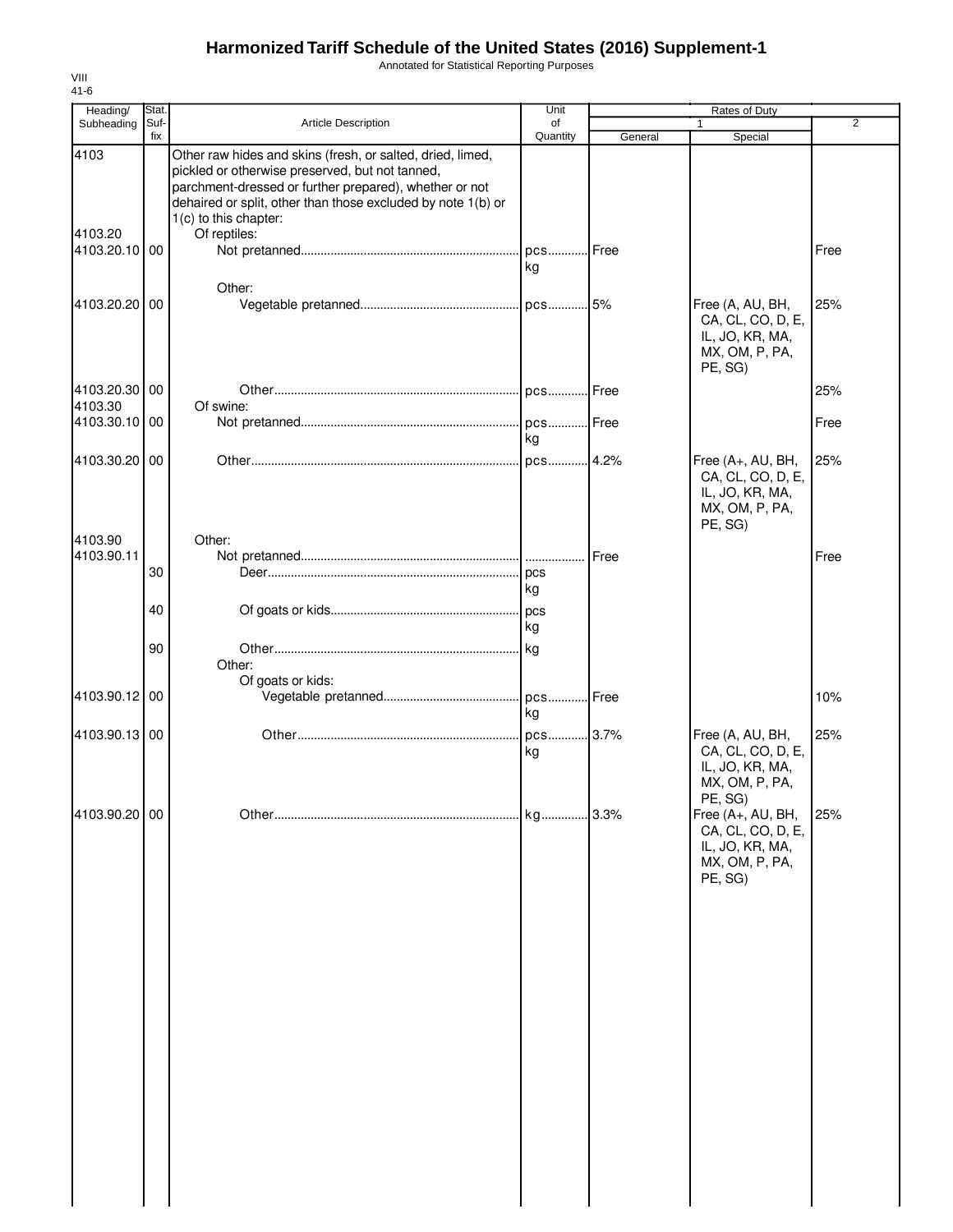# Harmonized Tariff Schedule of the United States (2016) Supplement-1

Annotated for Statistical Reporting Purposes

VIII
41-6

| Heading/ Subheading | Stat. Suf- fix | Article Description | Unit of Quantity | Rates of Duty 1 General | Special | 2 |
|---|---|---|---|---|---|---|
| 4103 | | Other raw hides and skins (fresh, or salted, dried, limed, pickled or otherwise preserved, but not tanned, parchment-dressed or further prepared), whether or not dehaired or split, other than those excluded by note 1(b) or 1(c) to this chapter: | | | | |
| 4103.20 | | Of reptiles: | | | | |
| 4103.20.10 | 00 | Not pretanned | pcs kg | Free | | Free |
| | | Other: | | | | |
| 4103.20.20 | 00 | Vegetable pretanned | pcs | 5% | Free (A, AU, BH, CA, CL, CO, D, E, IL, JO, KR, MA, MX, OM, P, PA, PE, SG) | 25% |
| 4103.20.30 | 00 | Other | pcs | Free | | 25% |
| 4103.30 | | Of swine: | | | | |
| 4103.30.10 | 00 | Not pretanned | pcs kg | Free | | Free |
| 4103.30.20 | 00 | Other | pcs | 4.2% | Free (A+, AU, BH, CA, CL, CO, D, E, IL, JO, KR, MA, MX, OM, P, PA, PE, SG) | 25% |
| 4103.90 | | Other: | | | | |
| 4103.90.11 | | Not pretanned | | Free | | Free |
| | 30 | Deer | pcs kg | | | |
| | 40 | Of goats or kids | pcs kg | | | |
| | 90 | Other | kg | | | |
| | | Other: | | | | |
| | | Of goats or kids: | | | | |
| 4103.90.12 | 00 | Vegetable pretanned | pcs kg | Free | | 10% |
| 4103.90.13 | 00 | Other | pcs kg | 3.7% | Free (A, AU, BH, CA, CL, CO, D, E, IL, JO, KR, MA, MX, OM, P, PA, PE, SG) | 25% |
| 4103.90.20 | 00 | Other | kg | 3.3% | Free (A+, AU, BH, CA, CL, CO, D, E, IL, JO, KR, MA, MX, OM, P, PA, PE, SG) | 25% |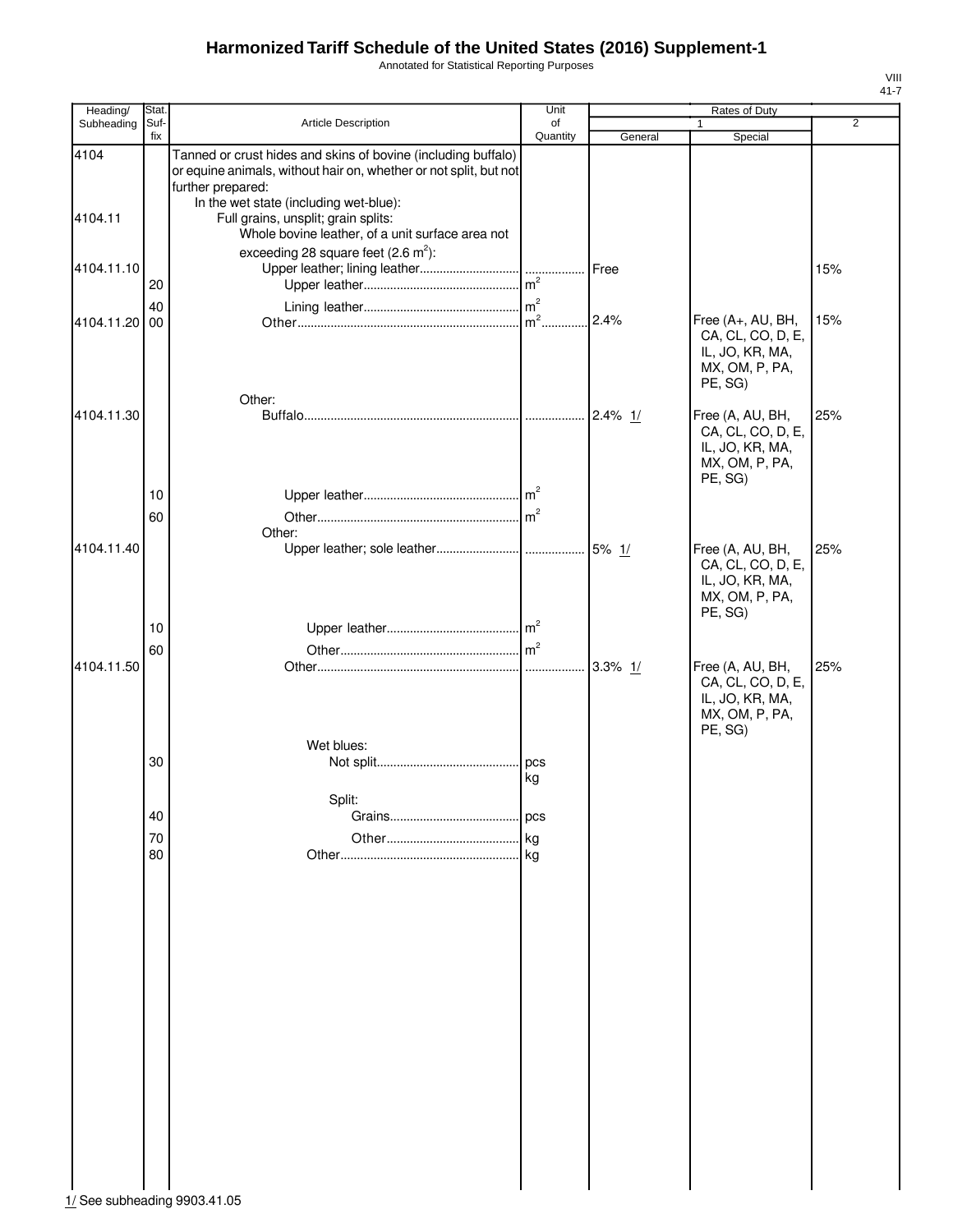# Harmonized Tariff Schedule of the United States (2016) Supplement-1

Annotated for Statistical Reporting Purposes

VIII
41-7

| Heading/ Subheading | Stat. Suf- fix | Article Description | Unit of Quantity | Rates of Duty 1 General | Special | 2 |
|---|---|---|---|---|---|---|
| 4104 | | Tanned or crust hides and skins of bovine (including buffalo) or equine animals, without hair on, whether or not split, but not further prepared: | | | | |
| | | In the wet state (including wet-blue): | | | | |
| 4104.11 | | Full grains, unsplit; grain splits: | | | | |
| | | Whole bovine leather, of a unit surface area not exceeding 28 square feet (2.6 $m^2$): | | | | |
| 4104.11.10 | | Upper leather; lining leather | | Free | | 15% |
| | 20 | Upper leather | $m^2$ | | | |
| | 40 | Lining leather | $m^2$ | | | |
| 4104.11.20 | 00 | Other | $m^2$ | 2.4% | Free (A+, AU, BH, CA, CL, CO, D, E, IL, JO, KR, MA, MX, OM, P, PA, PE, SG) | 15% |
| | | Other: | | | | |
| 4104.11.30 | | Buffalo | | 2.4% 1/ | Free (A, AU, BH, CA, CL, CO, D, E, IL, JO, KR, MA, MX, OM, P, PA, PE, SG) | 25% |
| | 10 | Upper leather | $m^2$ | | | |
| | 60 | Other | $m^2$ | | | |
| | | Other: | | | | |
| 4104.11.40 | | Upper leather; sole leather | | 5% 1/ | Free (A, AU, BH, CA, CL, CO, D, E, IL, JO, KR, MA, MX, OM, P, PA, PE, SG) | 25% |
| | 10 | Upper leather | $m^2$ | | | |
| | 60 | Other | $m^2$ | | | |
| 4104.11.50 | | Other | | 3.3% 1/ | Free (A, AU, BH, CA, CL, CO, D, E, IL, JO, KR, MA, MX, OM, P, PA, PE, SG) | 25% |
| | | Wet blues: | | | | |
| | 30 | Not split | pcs kg | | | |
| | | Split: | | | | |
| | 40 | Grains | pcs | | | |
| | 70 | Other | kg | | | |
| | 80 | Other | kg | | | |

1/ See subheading 9903.41.05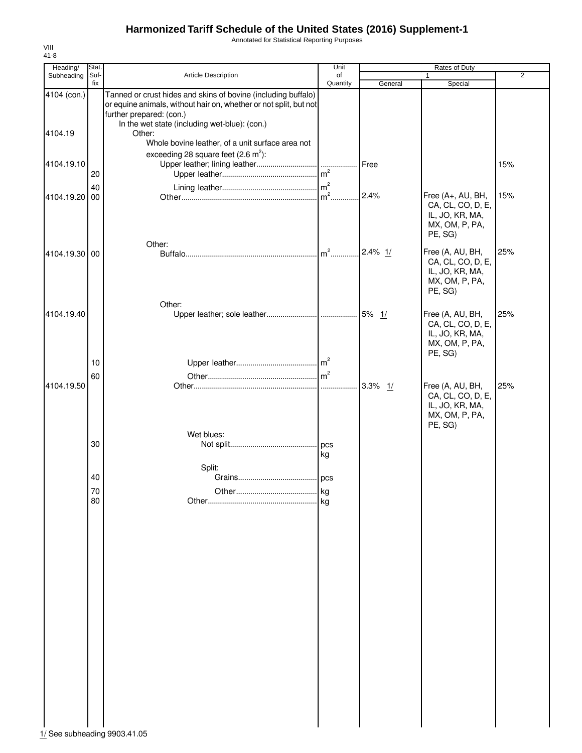# Harmonized Tariff Schedule of the United States (2016) Supplement-1

Annotated for Statistical Reporting Purposes

VIII
41-8

| Heading/ Subheading | Stat. Suf- fix | Article Description | Unit of Quantity | Rates of Duty | | |
|---|---|---|---|---|---|---|
| | | | | 1 | | 2 |
| | | | | General | Special | |
| 4104 (con.) | | Tanned or crust hides and skins of bovine (including buffalo) or equine animals, without hair on, whether or not split, but not further prepared: (con.) | | | | |
| | | In the wet state (including wet-blue): (con.) | | | | |
| 4104.19 | | Other: | | | | |
| | | Whole bovine leather, of a unit surface area not exceeding 28 square feet (2.6 $m^2$): | | | | |
| 4104.19.10 | | Upper leather; lining leather | | Free | | 15% |
| | 20 | Upper leather | $m^2$ | | | |
| | 40 | Lining leather | $m^2$ | | | |
| 4104.19.20 | 00 | Other | $m^2$ | 2.4% | Free (A+, AU, BH, CA, CL, CO, D, E, IL, JO, KR, MA, MX, OM, P, PA, PE, SG) | 15% |
| | | Other: | | | | |
| 4104.19.30 | 00 | Buffalo | $m^2$ | 2.4% 1/ | Free (A, AU, BH, CA, CL, CO, D, E, IL, JO, KR, MA, MX, OM, P, PA, PE, SG) | 25% |
| | | Other: | | | | |
| 4104.19.40 | | Upper leather; sole leather | | 5% 1/ | Free (A, AU, BH, CA, CL, CO, D, E, IL, JO, KR, MA, MX, OM, P, PA, PE, SG) | 25% |
| | 10 | Upper leather | $m^2$ | | | |
| | 60 | Other | $m^2$ | | | |
| 4104.19.50 | | Other | | 3.3% 1/ | Free (A, AU, BH, CA, CL, CO, D, E, IL, JO, KR, MA, MX, OM, P, PA, PE, SG) | 25% |
| | | Wet blues: | | | | |
| | 30 | Not split | pcs kg | | | |
| | | Split: | | | | |
| | 40 | Grains | pcs | | | |
| | 70 | Other | kg | | | |
| | 80 | Other | kg | | | |

1/ See subheading 9903.41.05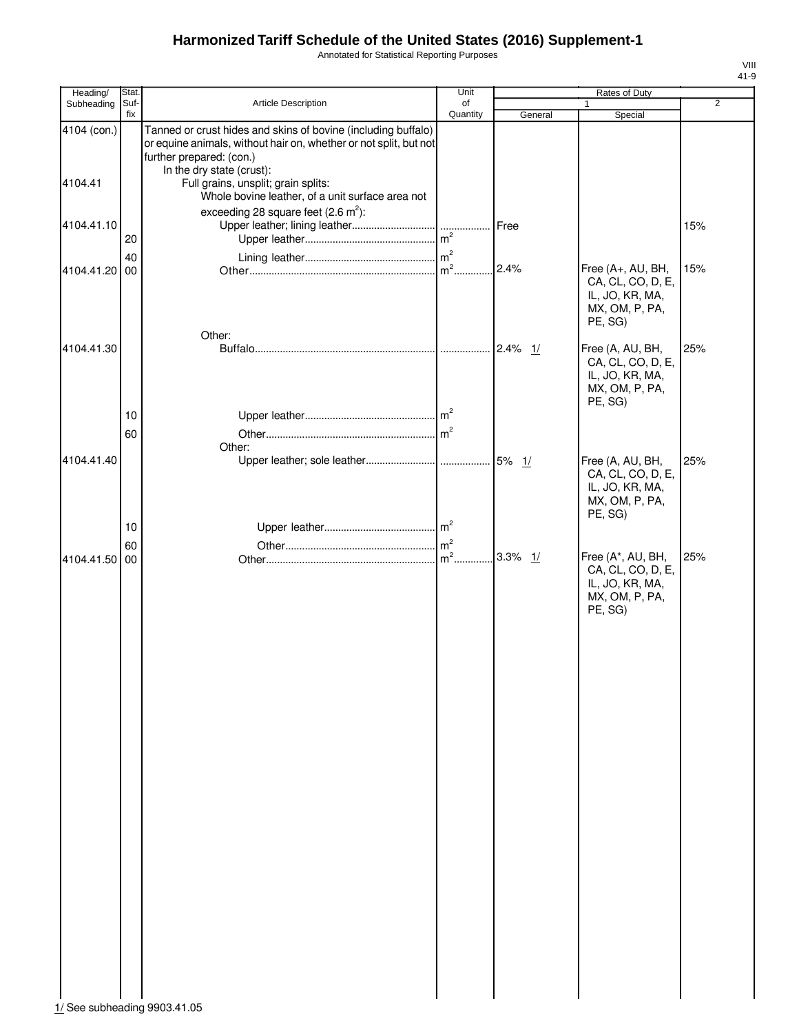# Harmonized Tariff Schedule of the United States (2016) Supplement-1

Annotated for Statistical Reporting Purposes

VIII
41-9

| Heading/ Subheading | Stat. Suf-fix | Article Description | Unit of Quantity | Rates of Duty 1 General | Rates of Duty 1 Special | Rates of Duty 2 |
|---|---|---|---|---|---|---|
| 4104 (con.) | | Tanned or crust hides and skins of bovine (including buffalo) or equine animals, without hair on, whether or not split, but not further prepared: (con.) | | | | |
| | | In the dry state (crust): | | | | |
| 4104.41 | | Full grains, unsplit; grain splits: | | | | |
| | | Whole bovine leather, of a unit surface area not exceeding 28 square feet (2.6 $m^2$): | | | | |
| 4104.41.10 | | Upper leather; lining leather | | Free | | 15% |
| | 20 | Upper leather | $m^2$ | | | |
| | 40 | Lining leather | $m^2$ | | | |
| 4104.41.20 | 00 | Other | $m^2$ | 2.4% | Free (A+, AU, BH, CA, CL, CO, D, E, IL, JO, KR, MA, MX, OM, P, PA, PE, SG) | 15% |
| | | Other: | | | | |
| 4104.41.30 | | Buffalo | | 2.4% 1/ | Free (A, AU, BH, CA, CL, CO, D, E, IL, JO, KR, MA, MX, OM, P, PA, PE, SG) | 25% |
| | 10 | Upper leather | $m^2$ | | | |
| | 60 | Other | $m^2$ | | | |
| | | Other: | | | | |
| 4104.41.40 | | Upper leather; sole leather | | 5% 1/ | Free (A, AU, BH, CA, CL, CO, D, E, IL, JO, KR, MA, MX, OM, P, PA, PE, SG) | 25% |
| | 10 | Upper leather | $m^2$ | | | |
| | 60 | Other | $m^2$ | | | |
| 4104.41.50 | 00 | Other | $m^2$ | 3.3% 1/ | Free (A*, AU, BH, CA, CL, CO, D, E, IL, JO, KR, MA, MX, OM, P, PA, PE, SG) | 25% |

1/ See subheading 9903.41.05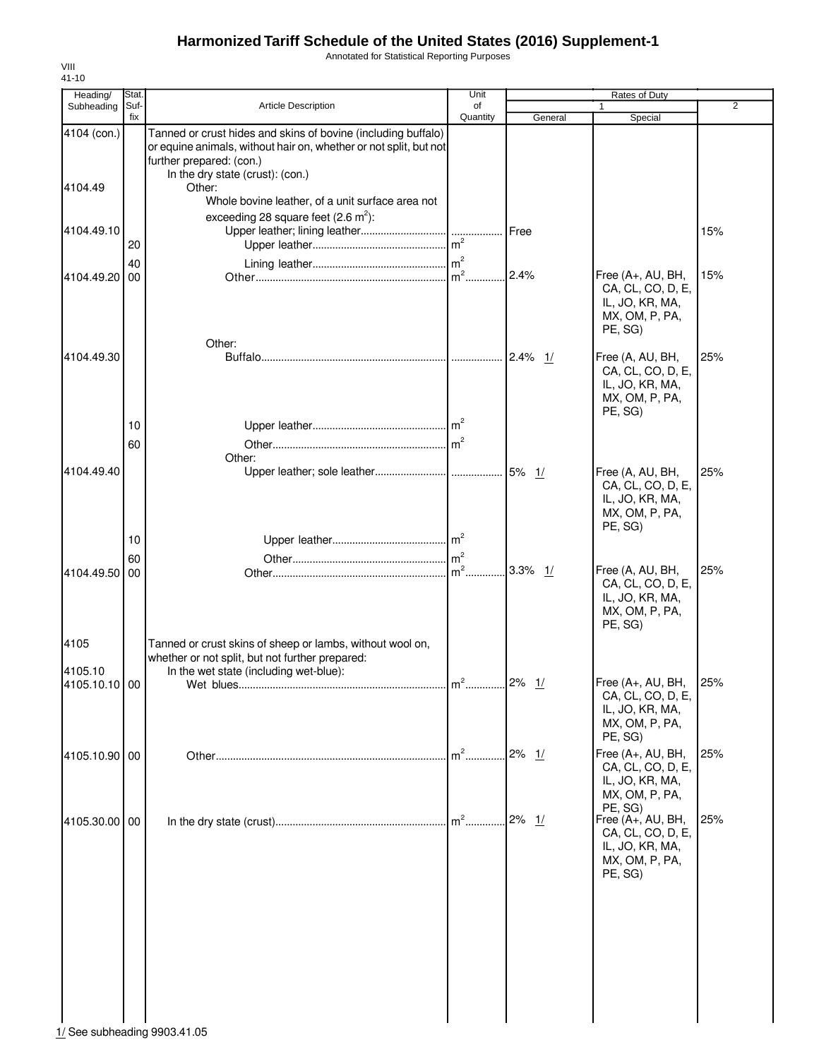# Harmonized Tariff Schedule of the United States (2016) Supplement-1

Annotated for Statistical Reporting Purposes

VIII
41-10

| Heading/ Subheading | Stat. Suf- fix | Article Description | Unit of Quantity | Rates of Duty 1 General | Special | 2 |
|---|---|---|---|---|---|---|
| 4104 (con.) | | Tanned or crust hides and skins of bovine (including buffalo) or equine animals, without hair on, whether or not split, but not further prepared: (con.) | | | | |
| | | In the dry state (crust): (con.) | | | | |
| 4104.49 | | Other: | | | | |
| | | Whole bovine leather, of a unit surface area not exceeding 28 square feet (2.6 $m^2$): | | | | |
| 4104.49.10 | | Upper leather; lining leather | | Free | | 15% |
| | 20 | Upper leather | $m^2$ | | | |
| | 40 | Lining leather | $m^2$ | | | |
| 4104.49.20 | 00 | Other | $m^2$ | 2.4% | Free (A+, AU, BH, CA, CL, CO, D, E, IL, JO, KR, MA, MX, OM, P, PA, PE, SG) | 15% |
| | | Other: | | | | |
| 4104.49.30 | | Buffalo | | 2.4% 1/ | Free (A, AU, BH, CA, CL, CO, D, E, IL, JO, KR, MA, MX, OM, P, PA, PE, SG) | 25% |
| | 10 | Upper leather | $m^2$ | | | |
| | 60 | Other | $m^2$ | | | |
| | | Other: | | | | |
| 4104.49.40 | | Upper leather; sole leather | | 5% 1/ | Free (A, AU, BH, CA, CL, CO, D, E, IL, JO, KR, MA, MX, OM, P, PA, PE, SG) | 25% |
| | 10 | Upper leather | $m^2$ | | | |
| | 60 | Other | $m^2$ | | | |
| 4104.49.50 | 00 | Other | $m^2$ | 3.3% 1/ | Free (A, AU, BH, CA, CL, CO, D, E, IL, JO, KR, MA, MX, OM, P, PA, PE, SG) | 25% |
| 4105 | | Tanned or crust skins of sheep or lambs, without wool on, whether or not split, but not further prepared: | | | | |
| 4105.10 | | In the wet state (including wet-blue): | | | | |
| 4105.10.10 | 00 | Wet blues | $m^2$ | 2% 1/ | Free (A+, AU, BH, CA, CL, CO, D, E, IL, JO, KR, MA, MX, OM, P, PA, PE, SG) | 25% |
| 4105.10.90 | 00 | Other | $m^2$ | 2% 1/ | Free (A+, AU, BH, CA, CL, CO, D, E, IL, JO, KR, MA, MX, OM, P, PA, PE, SG) | 25% |
| 4105.30.00 | 00 | In the dry state (crust) | $m^2$ | 2% 1/ | Free (A+, AU, BH, CA, CL, CO, D, E, IL, JO, KR, MA, MX, OM, P, PA, PE, SG) | 25% |

1/ See subheading 9903.41.05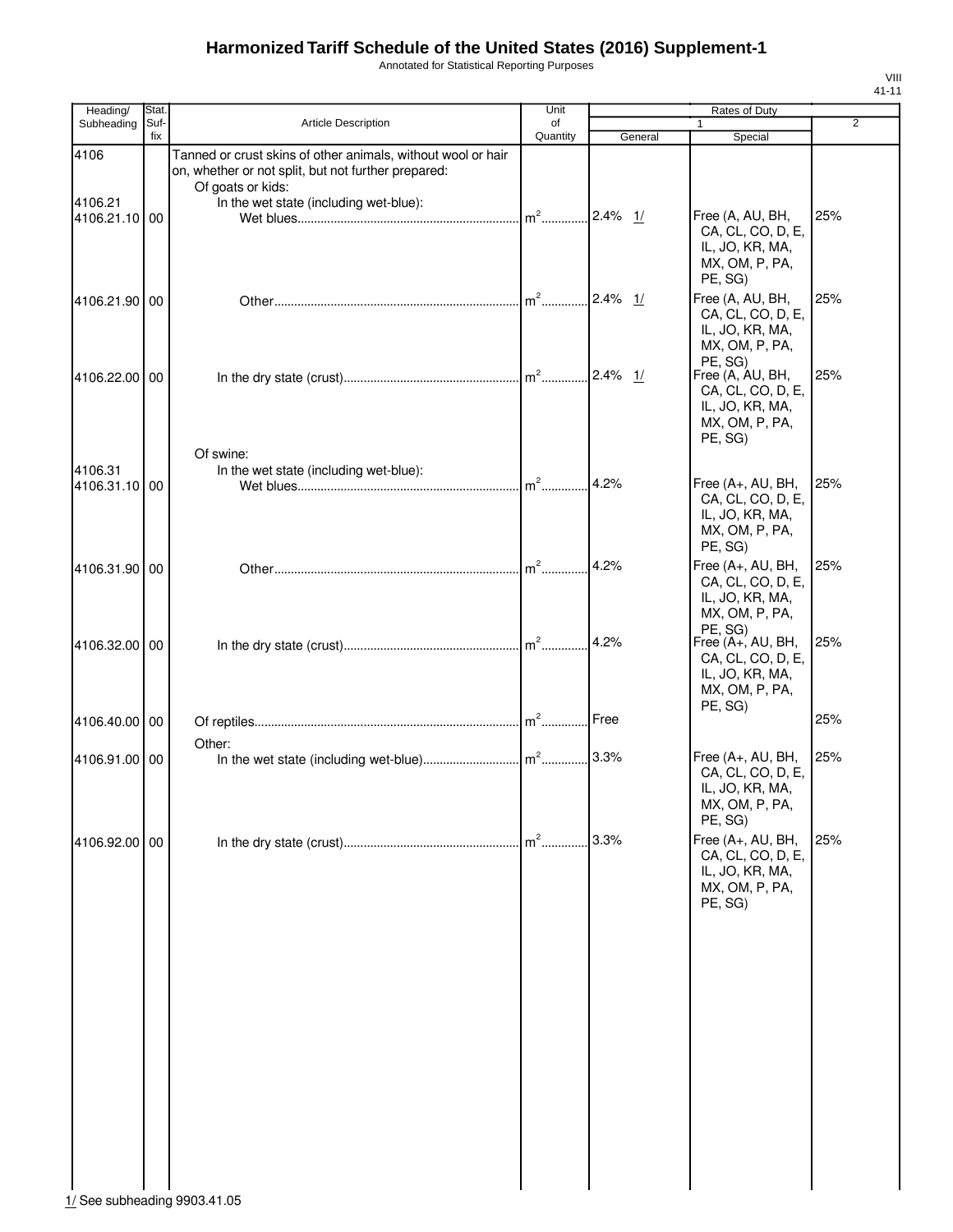# Harmonized Tariff Schedule of the United States (2016) Supplement-1

Annotated for Statistical Reporting Purposes

VIII
41-11

| Heading/ Subheading | Stat. Suf-fix | Article Description | Unit of Quantity | Rates of Duty 1 General | Rates of Duty 1 Special | Rates of Duty 2 |
|---|---|---|---|---|---|---|
| 4106 | | Tanned or crust skins of other animals, without wool or hair on, whether or not split, but not further prepared: | | | | |
| | | Of goats or kids: | | | | |
| 4106.21 | | In the wet state (including wet-blue): | | | | |
| 4106.21.10 | 00 | Wet blues | $m^2$ | 2.4% 1/ | Free (A, AU, BH, CA, CL, CO, D, E, IL, JO, KR, MA, MX, OM, P, PA, PE, SG) | 25% |
| 4106.21.90 | 00 | Other | $m^2$ | 2.4% 1/ | Free (A, AU, BH, CA, CL, CO, D, E, IL, JO, KR, MA, MX, OM, P, PA, PE, SG) | 25% |
| 4106.22.00 | 00 | In the dry state (crust) | $m^2$ | 2.4% 1/ | Free (A, AU, BH, CA, CL, CO, D, E, IL, JO, KR, MA, MX, OM, P, PA, PE, SG) | 25% |
| | | Of swine: | | | | |
| 4106.31 | | In the wet state (including wet-blue): | | | | |
| 4106.31.10 | 00 | Wet blues | $m^2$ | 4.2% | Free (A+, AU, BH, CA, CL, CO, D, E, IL, JO, KR, MA, MX, OM, P, PA, PE, SG) | 25% |
| 4106.31.90 | 00 | Other | $m^2$ | 4.2% | Free (A+, AU, BH, CA, CL, CO, D, E, IL, JO, KR, MA, MX, OM, P, PA, PE, SG) | 25% |
| 4106.32.00 | 00 | In the dry state (crust) | $m^2$ | 4.2% | Free (A+, AU, BH, CA, CL, CO, D, E, IL, JO, KR, MA, MX, OM, P, PA, PE, SG) | 25% |
| 4106.40.00 | 00 | Of reptiles | $m^2$ | Free | | 25% |
| | | Other: | | | | |
| 4106.91.00 | 00 | In the wet state (including wet-blue) | $m^2$ | 3.3% | Free (A+, AU, BH, CA, CL, CO, D, E, IL, JO, KR, MA, MX, OM, P, PA, PE, SG) | 25% |
| 4106.92.00 | 00 | In the dry state (crust) | $m^2$ | 3.3% | Free (A+, AU, BH, CA, CL, CO, D, E, IL, JO, KR, MA, MX, OM, P, PA, PE, SG) | 25% |

1/ See subheading 9903.41.05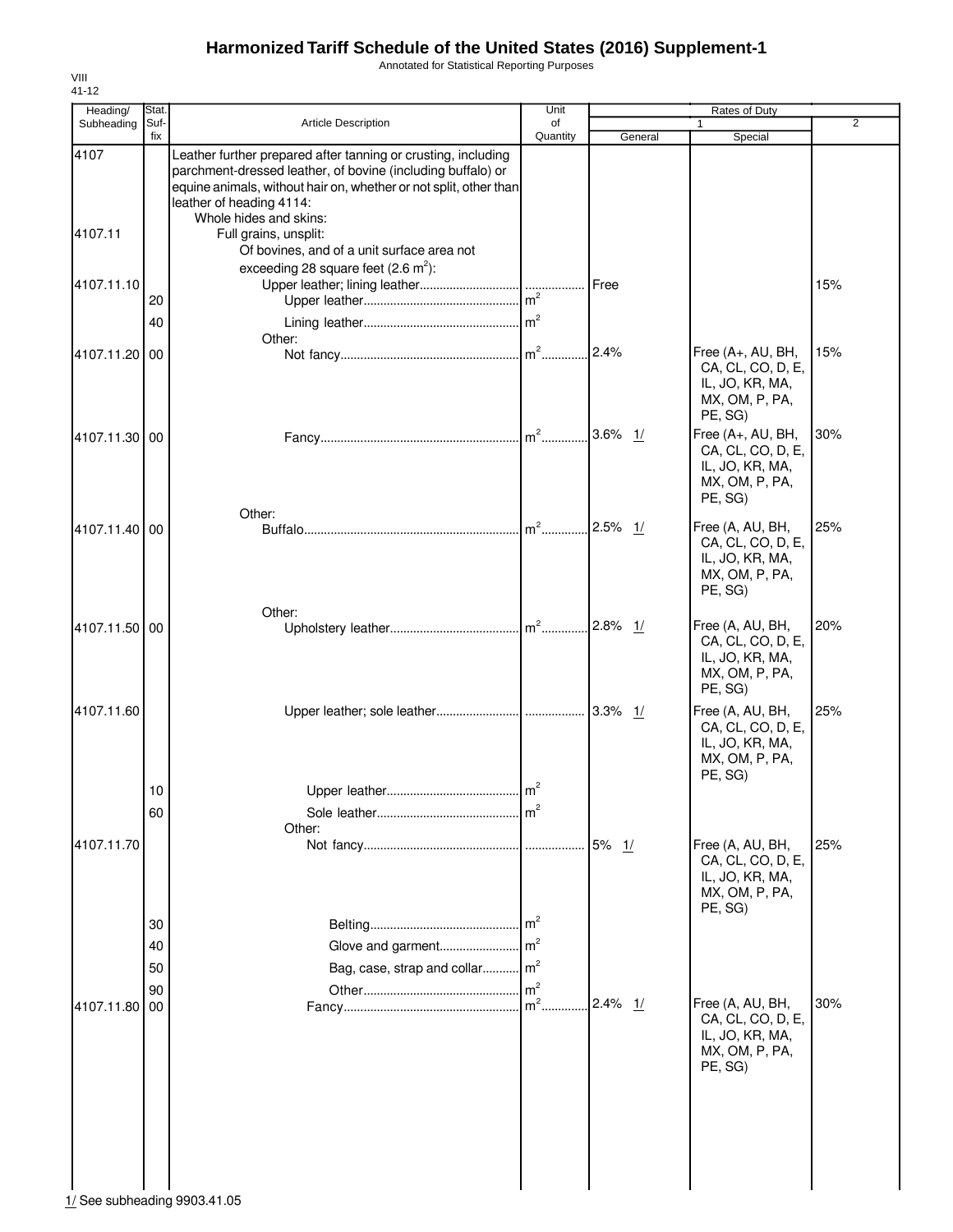# Harmonized Tariff Schedule of the United States (2016) Supplement-1

Annotated for Statistical Reporting Purposes

VIII
41-12

| Heading/ Subheading | Stat. Suf- fix | Article Description | Unit of Quantity | Rates of Duty 1 General | Rates of Duty 1 Special | Rates of Duty 2 |
|---|---|---|---|---|---|---|
| 4107 | | Leather further prepared after tanning or crusting, including parchment-dressed leather, of bovine (including buffalo) or equine animals, without hair on, whether or not split, other than leather of heading 4114: | | | | |
| | | Whole hides and skins: | | | | |
| 4107.11 | | Full grains, unsplit: | | | | |
| | | Of bovines, and of a unit surface area not exceeding 28 square feet ($2.6\ m^2$): | | | | |
| 4107.11.10 | | Upper leather; lining leather | | Free | | 15% |
| | 20 | Upper leather | $m^2$ | | | |
| | 40 | Lining leather | $m^2$ | | | |
| | | Other: | | | | |
| 4107.11.20 | 00 | Not fancy | $m^2$ | 2.4% | Free (A+, AU, BH, CA, CL, CO, D, E, IL, JO, KR, MA, MX, OM, P, PA, PE, SG) | 15% |
| 4107.11.30 | 00 | Fancy | $m^2$ | 3.6% 1/ | Free (A+, AU, BH, CA, CL, CO, D, E, IL, JO, KR, MA, MX, OM, P, PA, PE, SG) | 30% |
| | | Other: | | | | |
| 4107.11.40 | 00 | Buffalo | $m^2$ | 2.5% 1/ | Free (A, AU, BH, CA, CL, CO, D, E, IL, JO, KR, MA, MX, OM, P, PA, PE, SG) | 25% |
| | | Other: | | | | |
| 4107.11.50 | 00 | Upholstery leather | $m^2$ | 2.8% 1/ | Free (A, AU, BH, CA, CL, CO, D, E, IL, JO, KR, MA, MX, OM, P, PA, PE, SG) | 20% |
| 4107.11.60 | | Upper leather; sole leather | | 3.3% 1/ | Free (A, AU, BH, CA, CL, CO, D, E, IL, JO, KR, MA, MX, OM, P, PA, PE, SG) | 25% |
| | 10 | Upper leather | $m^2$ | | | |
| | 60 | Sole leather | $m^2$ | | | |
| | | Other: | | | | |
| 4107.11.70 | | Not fancy | | 5% 1/ | Free (A, AU, BH, CA, CL, CO, D, E, IL, JO, KR, MA, MX, OM, P, PA, PE, SG) | 25% |
| | 30 | Belting | $m^2$ | | | |
| | 40 | Glove and garment | $m^2$ | | | |
| | 50 | Bag, case, strap and collar | $m^2$ | | | |
| | 90 | Other | $m^2$ | | | |
| 4107.11.80 | 00 | Fancy | $m^2$ | 2.4% 1/ | Free (A, AU, BH, CA, CL, CO, D, E, IL, JO, KR, MA, MX, OM, P, PA, PE, SG) | 30% |

1/ See subheading 9903.41.05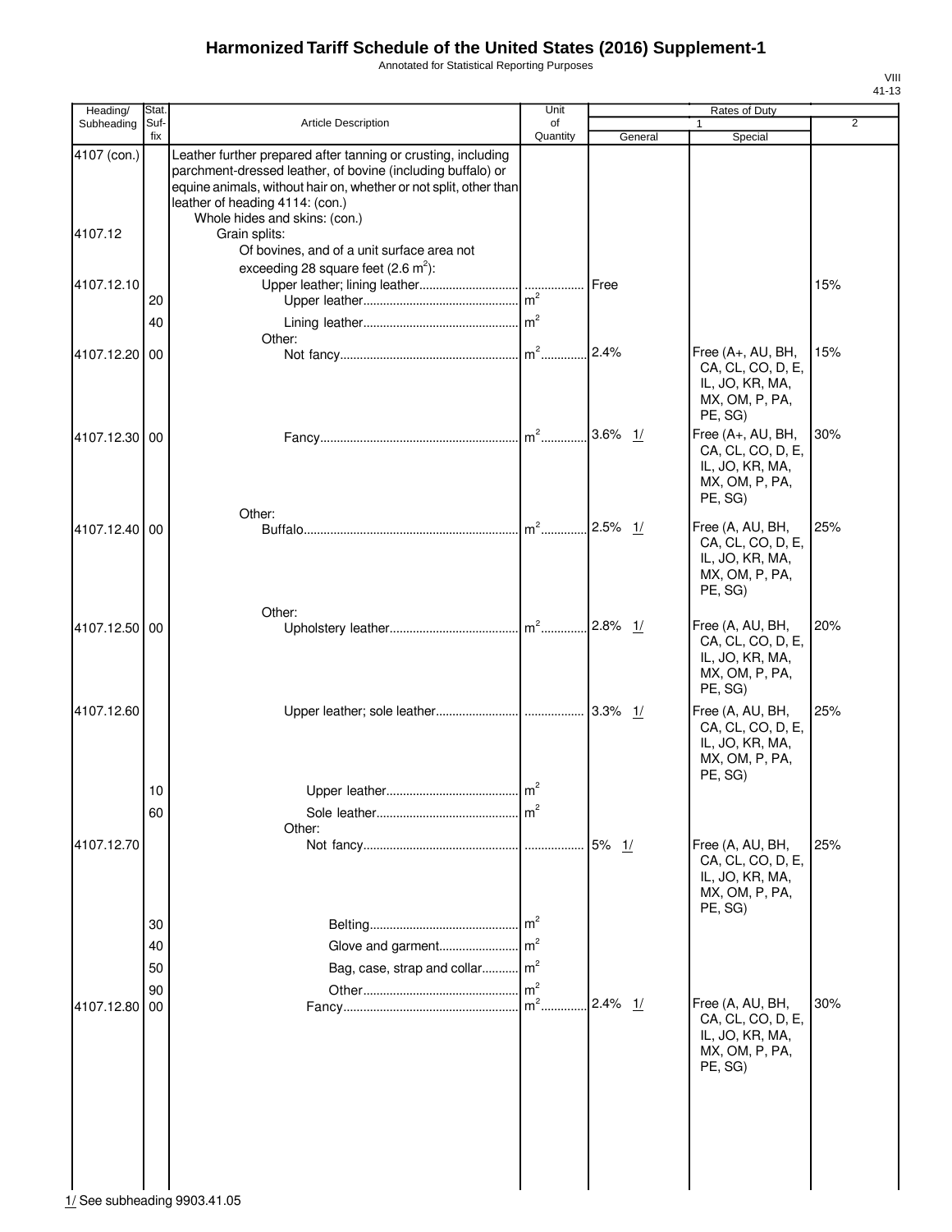# Harmonized Tariff Schedule of the United States (2016) Supplement-1

Annotated for Statistical Reporting Purposes

| Heading/ Subheading | Stat. Suf- fix | Article Description | Unit of Quantity | Rates of Duty 1 General | Special | 2 |
|---|---|---|---|---|---|---|
| 4107 (con.) | | Leather further prepared after tanning or crusting, including parchment-dressed leather, of bovine (including buffalo) or equine animals, without hair on, whether or not split, other than leather of heading 4114: (con.) | | | | |
| | | Whole hides and skins: (con.) | | | | |
| 4107.12 | | Grain splits: | | | | |
| | | Of bovines, and of a unit surface area not exceeding 28 square feet (2.6 $m^2$): | | | | |
| 4107.12.10 | | Upper leather; lining leather | | Free | | 15% |
| | 20 | Upper leather | $m^2$ | | | |
| | 40 | Lining leather | $m^2$ | | | |
| | | Other: | | | | |
| 4107.12.20 | 00 | Not fancy | $m^2$ | 2.4% | Free (A+, AU, BH, CA, CL, CO, D, E, IL, JO, KR, MA, MX, OM, P, PA, PE, SG) | 15% |
| 4107.12.30 | 00 | Fancy | $m^2$ | 3.6% 1/ | Free (A+, AU, BH, CA, CL, CO, D, E, IL, JO, KR, MA, MX, OM, P, PA, PE, SG) | 30% |
| | | Other: | | | | |
| 4107.12.40 | 00 | Buffalo | $m^2$ | 2.5% 1/ | Free (A, AU, BH, CA, CL, CO, D, E, IL, JO, KR, MA, MX, OM, P, PA, PE, SG) | 25% |
| | | Other: | | | | |
| 4107.12.50 | 00 | Upholstery leather | $m^2$ | 2.8% 1/ | Free (A, AU, BH, CA, CL, CO, D, E, IL, JO, KR, MA, MX, OM, P, PA, PE, SG) | 20% |
| 4107.12.60 | | Upper leather; sole leather | | 3.3% 1/ | Free (A, AU, BH, CA, CL, CO, D, E, IL, JO, KR, MA, MX, OM, P, PA, PE, SG) | 25% |
| | 10 | Upper leather | $m^2$ | | | |
| | 60 | Sole leather | $m^2$ | | | |
| | | Other: | | | | |
| 4107.12.70 | | Not fancy | | 5% 1/ | Free (A, AU, BH, CA, CL, CO, D, E, IL, JO, KR, MA, MX, OM, P, PA, PE, SG) | 25% |
| | 30 | Belting | $m^2$ | | | |
| | 40 | Glove and garment | $m^2$ | | | |
| | 50 | Bag, case, strap and collar | $m^2$ | | | |
| | 90 | Other | $m^2$ | | | |
| 4107.12.80 | 00 | Fancy | $m^2$ | 2.4% 1/ | Free (A, AU, BH, CA, CL, CO, D, E, IL, JO, KR, MA, MX, OM, P, PA, PE, SG) | 30% |

1/ See subheading 9903.41.05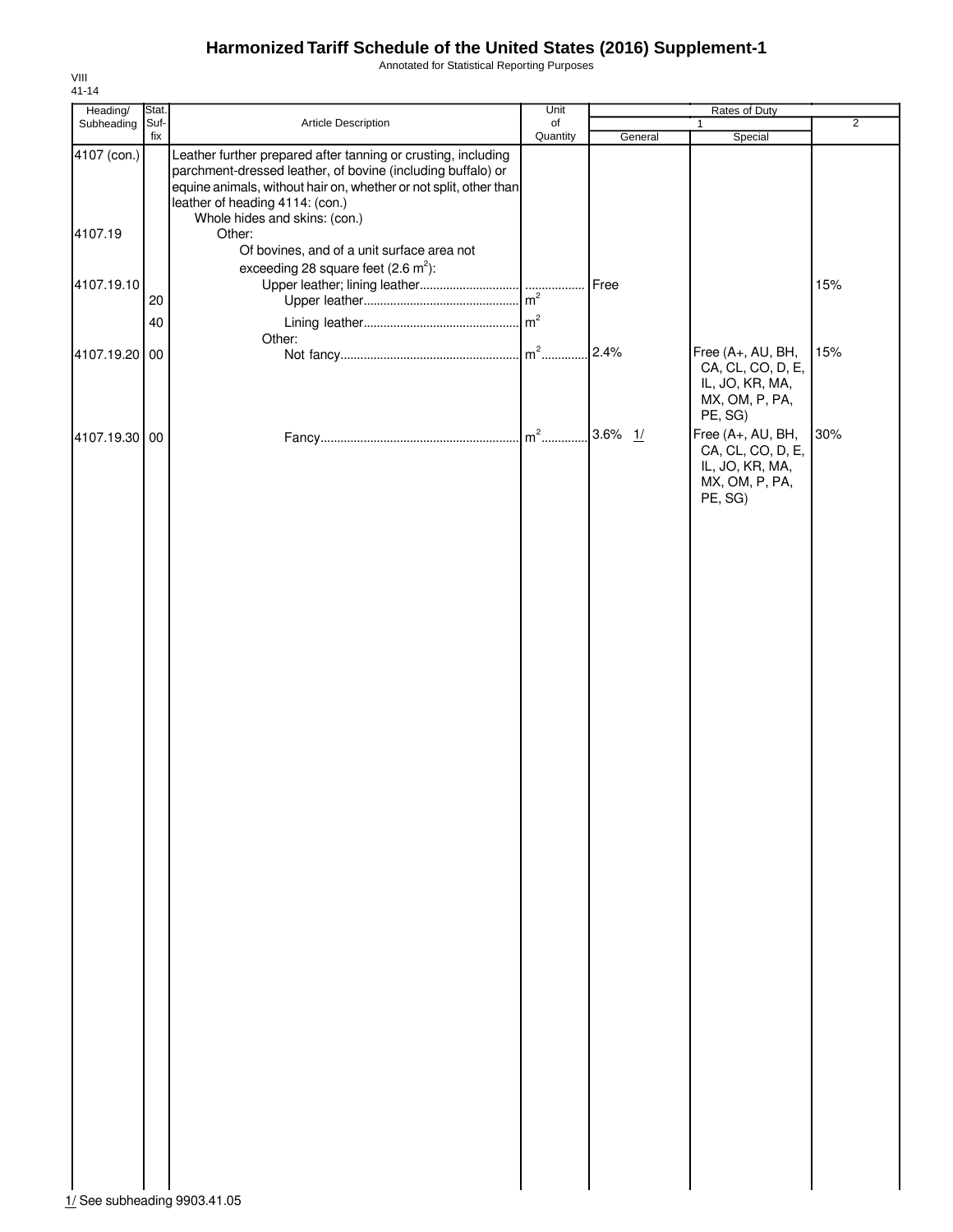# Harmonized Tariff Schedule of the United States (2016) Supplement-1

Annotated for Statistical Reporting Purposes

VIII
41-14

| Heading/ Subheading | Stat. Suf- fix | Article Description | Unit of Quantity | Rates of Duty | | |
|---|---|---|---|---|---|---|
| | | | | 1 | | 2 |
| | | | | General | Special | |
| 4107 (con.) | | Leather further prepared after tanning or crusting, including parchment-dressed leather, of bovine (including buffalo) or equine animals, without hair on, whether or not split, other than leather of heading 4114: (con.) | | | | |
| | | Whole hides and skins: (con.) | | | | |
| 4107.19 | | Other: | | | | |
| | | Of bovines, and of a unit surface area not exceeding 28 square feet (2.6 $m^2$): | | | | |
| 4107.19.10 | | Upper leather; lining leather | | Free | | 15% |
| | 20 | Upper leather | $m^2$ | | | |
| | 40 | Lining leather | $m^2$ | | | |
| | | Other: | | | | |
| 4107.19.20 | 00 | Not fancy | $m^2$ | 2.4% | Free (A+, AU, BH, CA, CL, CO, D, E, IL, JO, KR, MA, MX, OM, P, PA, PE, SG) | 15% |
| 4107.19.30 | 00 | Fancy | $m^2$ | 3.6% 1/ | Free (A+, AU, BH, CA, CL, CO, D, E, IL, JO, KR, MA, MX, OM, P, PA, PE, SG) | 30% |

1/ See subheading 9903.41.05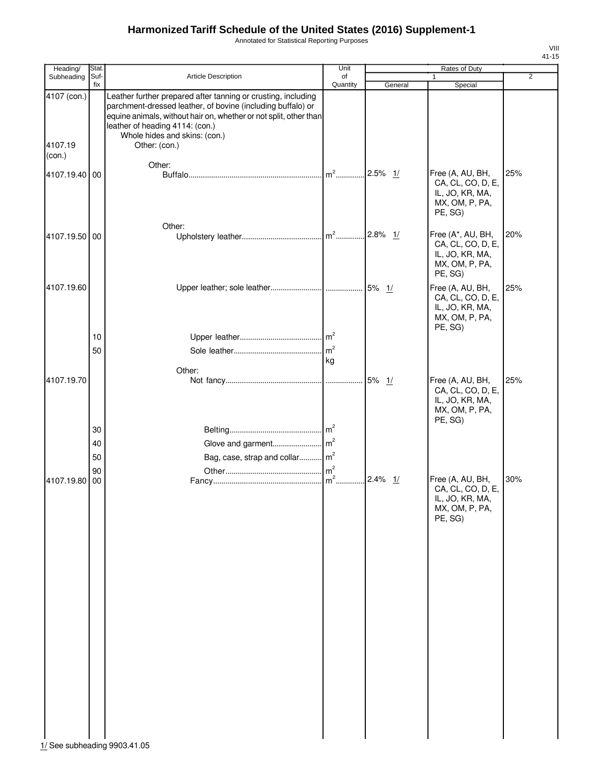# Harmonized Tariff Schedule of the United States (2016) Supplement-1

Annotated for Statistical Reporting Purposes

VIII
41-15

| Heading/ Subheading | Stat. Suf- fix | Article Description | Unit of Quantity | Rates of Duty 1 General | Special | 2 |
|---|---|---|---|---|---|---|
| 4107 (con.) | | Leather further prepared after tanning or crusting, including parchment-dressed leather, of bovine (including buffalo) or equine animals, without hair on, whether or not split, other than leather of heading 4114: (con.) | | | | |
| | | Whole hides and skins: (con.) | | | | |
| 4107.19 (con.) | | Other: (con.) | | | | |
| | | Other: | | | | |
| 4107.19.40 | 00 | Buffalo | $m^2$ | 2.5% 1/ | Free (A, AU, BH, CA, CL, CO, D, E, IL, JO, KR, MA, MX, OM, P, PA, PE, SG) | 25% |
| | | Other: | | | | |
| 4107.19.50 | 00 | Upholstery leather | $m^2$ | 2.8% 1/ | Free (A*, AU, BH, CA, CL, CO, D, E, IL, JO, KR, MA, MX, OM, P, PA, PE, SG) | 20% |
| 4107.19.60 | | Upper leather; sole leather | | 5% 1/ | Free (A, AU, BH, CA, CL, CO, D, E, IL, JO, KR, MA, MX, OM, P, PA, PE, SG) | 25% |
| | 10 | Upper leather | $m^2$ | | | |
| | 50 | Sole leather | $m^2$ kg | | | |
| | | Other: | | | | |
| 4107.19.70 | | Not fancy | | 5% 1/ | Free (A, AU, BH, CA, CL, CO, D, E, IL, JO, KR, MA, MX, OM, P, PA, PE, SG) | 25% |
| | 30 | Belting | $m^2$ | | | |
| | 40 | Glove and garment | $m^2$ | | | |
| | 50 | Bag, case, strap and collar | $m^2$ | | | |
| | 90 | Other | $m^2$ | | | |
| 4107.19.80 | 00 | Fancy | $m^2$ | 2.4% 1/ | Free (A, AU, BH, CA, CL, CO, D, E, IL, JO, KR, MA, MX, OM, P, PA, PE, SG) | 30% |

1/ See subheading 9903.41.05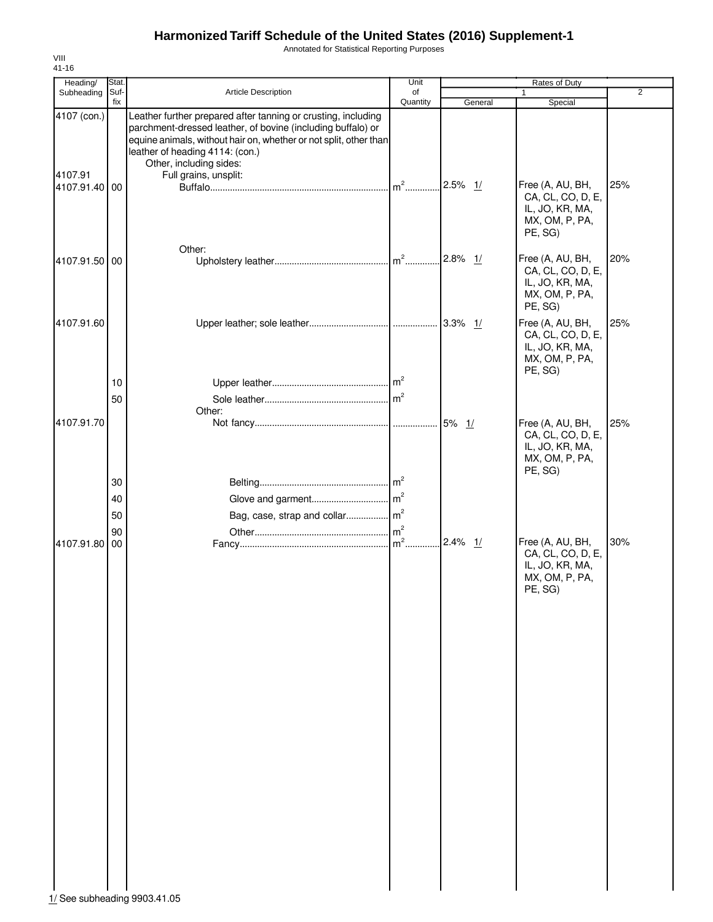# Harmonized Tariff Schedule of the United States (2016) Supplement-1

Annotated for Statistical Reporting Purposes

VIII
41-16

| Heading/ Subheading | Stat. Suf- fix | Article Description | Unit of Quantity | Rates of Duty 1 General | Rates of Duty 1 Special | Rates of Duty 2 |
|---|---|---|---|---|---|---|
| 4107 (con.) | | Leather further prepared after tanning or crusting, including parchment-dressed leather, of bovine (including buffalo) or equine animals, without hair on, whether or not split, other than leather of heading 4114: (con.) | | | | |
| | | Other, including sides: | | | | |
| 4107.91 | | Full grains, unsplit: | | | | |
| 4107.91.40 | 00 | Buffalo | $m^2$ | 2.5% 1/ | Free (A, AU, BH, CA, CL, CO, D, E, IL, JO, KR, MA, MX, OM, P, PA, PE, SG) | 25% |
| | | Other: | | | | |
| 4107.91.50 | 00 | Upholstery leather | $m^2$ | 2.8% 1/ | Free (A, AU, BH, CA, CL, CO, D, E, IL, JO, KR, MA, MX, OM, P, PA, PE, SG) | 20% |
| 4107.91.60 | | Upper leather; sole leather | | 3.3% 1/ | Free (A, AU, BH, CA, CL, CO, D, E, IL, JO, KR, MA, MX, OM, P, PA, PE, SG) | 25% |
| | 10 | Upper leather | $m^2$ | | | |
| | 50 | Sole leather | $m^2$ | | | |
| | | Other: | | | | |
| 4107.91.70 | | Not fancy | | 5% 1/ | Free (A, AU, BH, CA, CL, CO, D, E, IL, JO, KR, MA, MX, OM, P, PA, PE, SG) | 25% |
| | 30 | Belting | $m^2$ | | | |
| | 40 | Glove and garment | $m^2$ | | | |
| | 50 | Bag, case, strap and collar | $m^2$ | | | |
| | 90 | Other | $m^2$ | | | |
| 4107.91.80 | 00 | Fancy | $m^2$ | 2.4% 1/ | Free (A, AU, BH, CA, CL, CO, D, E, IL, JO, KR, MA, MX, OM, P, PA, PE, SG) | 30% |

1/ See subheading 9903.41.05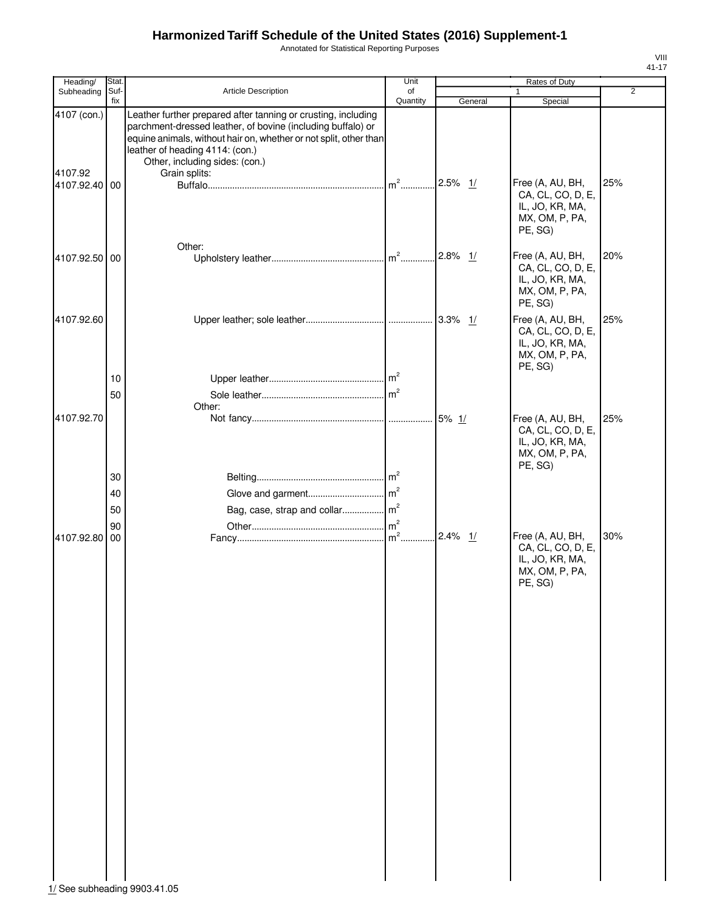# Harmonized Tariff Schedule of the United States (2016) Supplement-1

Annotated for Statistical Reporting Purposes

VIII
41-17

| Heading/ Subheading | Stat. Suf-fix | Article Description | Unit of Quantity | Rates of Duty 1 General | Special | 2 |
|---|---|---|---|---|---|---|
| 4107 (con.) | | Leather further prepared after tanning or crusting, including parchment-dressed leather, of bovine (including buffalo) or equine animals, without hair on, whether or not split, other than leather of heading 4114: (con.) | | | | |
| | | Other, including sides: (con.) | | | | |
| 4107.92 | | Grain splits: | | | | |
| 4107.92.40 | 00 | Buffalo | m² | 2.5% 1/ | Free (A, AU, BH, CA, CL, CO, D, E, IL, JO, KR, MA, MX, OM, P, PA, PE, SG) | 25% |
| | | Other: | | | | |
| 4107.92.50 | 00 | Upholstery leather | m² | 2.8% 1/ | Free (A, AU, BH, CA, CL, CO, D, E, IL, JO, KR, MA, MX, OM, P, PA, PE, SG) | 20% |
| 4107.92.60 | | Upper leather; sole leather | | 3.3% 1/ | Free (A, AU, BH, CA, CL, CO, D, E, IL, JO, KR, MA, MX, OM, P, PA, PE, SG) | 25% |
| | 10 | Upper leather | m² | | | |
| | 50 | Sole leather | m² | | | |
| | | Other: | | | | |
| 4107.92.70 | | Not fancy | | 5% 1/ | Free (A, AU, BH, CA, CL, CO, D, E, IL, JO, KR, MA, MX, OM, P, PA, PE, SG) | 25% |
| | 30 | Belting | m² | | | |
| | 40 | Glove and garment | m² | | | |
| | 50 | Bag, case, strap and collar | m² | | | |
| | 90 | Other | m² | | | |
| 4107.92.80 | 00 | Fancy | m² | 2.4% 1/ | Free (A, AU, BH, CA, CL, CO, D, E, IL, JO, KR, MA, MX, OM, P, PA, PE, SG) | 30% |

1/ See subheading 9903.41.05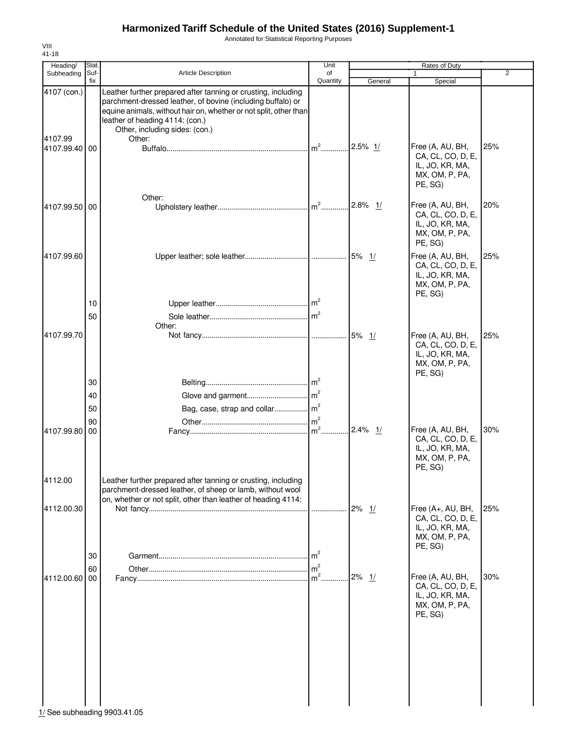# Harmonized Tariff Schedule of the United States (2016) Supplement-1

Annotated for Statistical Reporting Purposes

VIII
41-18

| Heading/ Subheading | Stat. Suf- fix | Article Description | Unit of Quantity | Rates of Duty 1 General | Rates of Duty 1 Special | Rates of Duty 2 |
|---|---|---|---|---|---|---|
| 4107 (con.) | | Leather further prepared after tanning or crusting, including parchment-dressed leather, of bovine (including buffalo) or equine animals, without hair on, whether or not split, other than leather of heading 4114: (con.) | | | | |
| | | Other, including sides: (con.) | | | | |
| 4107.99 | | Other: | | | | |
| 4107.99.40 | 00 | Buffalo | $m^2$ | 2.5% 1/ | Free (A, AU, BH, CA, CL, CO, D, E, IL, JO, KR, MA, MX, OM, P, PA, PE, SG) | 25% |
| | | Other: | | | | |
| 4107.99.50 | 00 | Upholstery leather | $m^2$ | 2.8% 1/ | Free (A, AU, BH, CA, CL, CO, D, E, IL, JO, KR, MA, MX, OM, P, PA, PE, SG) | 20% |
| 4107.99.60 | | Upper leather; sole leather | | 5% 1/ | Free (A, AU, BH, CA, CL, CO, D, E, IL, JO, KR, MA, MX, OM, P, PA, PE, SG) | 25% |
| | 10 | Upper leather | $m^2$ | | | |
| | 50 | Sole leather | $m^2$ | | | |
| | | Other: | | | | |
| 4107.99.70 | | Not fancy | | 5% 1/ | Free (A, AU, BH, CA, CL, CO, D, E, IL, JO, KR, MA, MX, OM, P, PA, PE, SG) | 25% |
| | 30 | Belting | $m^2$ | | | |
| | 40 | Glove and garment | $m^2$ | | | |
| | 50 | Bag, case, strap and collar | $m^2$ | | | |
| | 90 | Other | $m^2$ | | | |
| 4107.99.80 | 00 | Fancy | $m^2$ | 2.4% 1/ | Free (A, AU, BH, CA, CL, CO, D, E, IL, JO, KR, MA, MX, OM, P, PA, PE, SG) | 30% |
| 4112.00 | | Leather further prepared after tanning or crusting, including parchment-dressed leather, of sheep or lamb, without wool on, whether or not split, other than leather of heading 4114: | | | | |
| 4112.00.30 | | Not fancy | | 2% 1/ | Free (A+, AU, BH, CA, CL, CO, D, E, IL, JO, KR, MA, MX, OM, P, PA, PE, SG) | 25% |
| | 30 | Garment | $m^2$ | | | |
| | 60 | Other | $m^2$ | | | |
| 4112.00.60 | 00 | Fancy | $m^2$ | 2% 1/ | Free (A, AU, BH, CA, CL, CO, D, E, IL, JO, KR, MA, MX, OM, P, PA, PE, SG) | 30% |

1/ See subheading 9903.41.05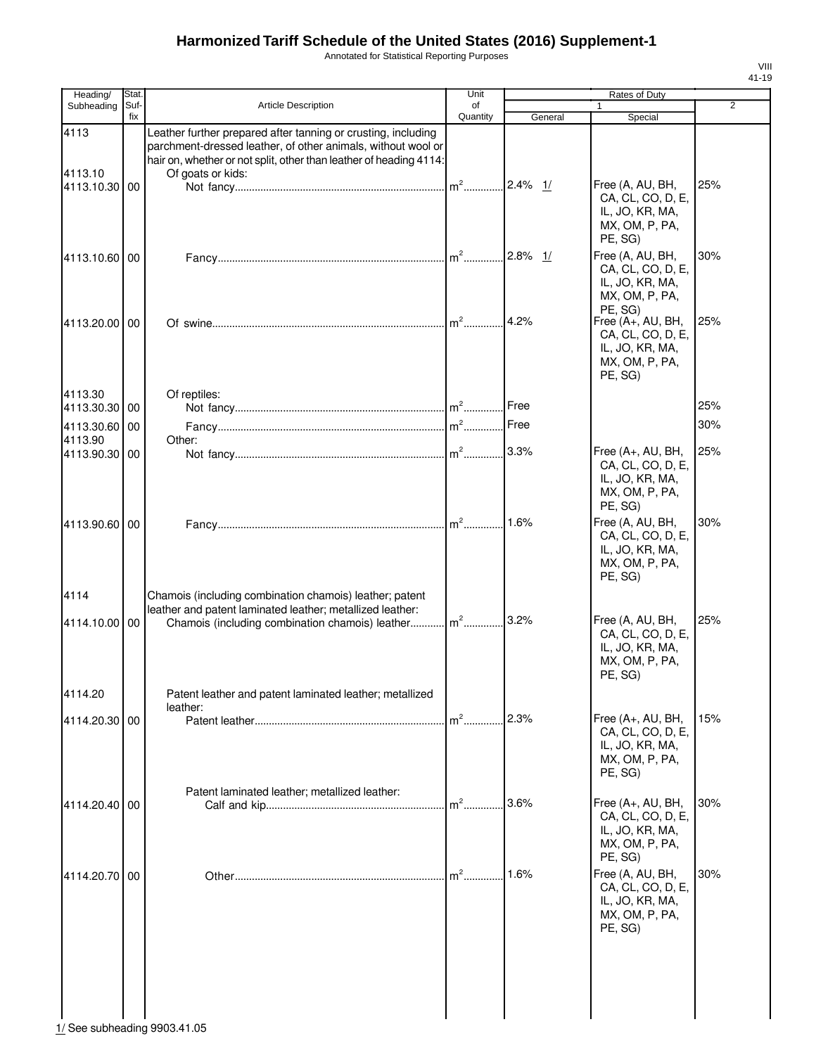# Harmonized Tariff Schedule of the United States (2016) Supplement-1

Annotated for Statistical Reporting Purposes

VIII
41-19

| Heading/ Subheading | Stat. Suf- fix | Article Description | Unit of Quantity | Rates of Duty 1 General | Special | 2 |
|---|---|---|---|---|---|---|
| 4113 | | Leather further prepared after tanning or crusting, including parchment-dressed leather, of other animals, without wool or hair on, whether or not split, other than leather of heading 4114: | | | | |
| 4113.10 | | Of goats or kids: | | | | |
| 4113.10.30 | 00 | Not fancy | m² | 2.4% 1/ | Free (A, AU, BH, CA, CL, CO, D, E, IL, JO, KR, MA, MX, OM, P, PA, PE, SG) | 25% |
| 4113.10.60 | 00 | Fancy | m² | 2.8% 1/ | Free (A, AU, BH, CA, CL, CO, D, E, IL, JO, KR, MA, MX, OM, P, PA, PE, SG) | 30% |
| 4113.20.00 | 00 | Of swine | m² | 4.2% | Free (A+, AU, BH, CA, CL, CO, D, E, IL, JO, KR, MA, MX, OM, P, PA, PE, SG) | 25% |
| 4113.30 | | Of reptiles: | | | | |
| 4113.30.30 | 00 | Not fancy | m² | Free | | 25% |
| 4113.30.60 | 00 | Fancy | m² | Free | | 30% |
| 4113.90 | | Other: | | | | |
| 4113.90.30 | 00 | Not fancy | m² | 3.3% | Free (A+, AU, BH, CA, CL, CO, D, E, IL, JO, KR, MA, MX, OM, P, PA, PE, SG) | 25% |
| 4113.90.60 | 00 | Fancy | m² | 1.6% | Free (A, AU, BH, CA, CL, CO, D, E, IL, JO, KR, MA, MX, OM, P, PA, PE, SG) | 30% |
| 4114 | | Chamois (including combination chamois) leather; patent leather and patent laminated leather; metallized leather: | | | | |
| 4114.10.00 | 00 | Chamois (including combination chamois) leather | m² | 3.2% | Free (A, AU, BH, CA, CL, CO, D, E, IL, JO, KR, MA, MX, OM, P, PA, PE, SG) | 25% |
| 4114.20 | | Patent leather and patent laminated leather; metallized leather: | | | | |
| 4114.20.30 | 00 | Patent leather | m² | 2.3% | Free (A+, AU, BH, CA, CL, CO, D, E, IL, JO, KR, MA, MX, OM, P, PA, PE, SG) | 15% |
| | | Patent laminated leather; metallized leather: | | | | |
| 4114.20.40 | 00 | Calf and kip | m² | 3.6% | Free (A+, AU, BH, CA, CL, CO, D, E, IL, JO, KR, MA, MX, OM, P, PA, PE, SG) | 30% |
| 4114.20.70 | 00 | Other | m² | 1.6% | Free (A, AU, BH, CA, CL, CO, D, E, IL, JO, KR, MA, MX, OM, P, PA, PE, SG) | 30% |

1/ See subheading 9903.41.05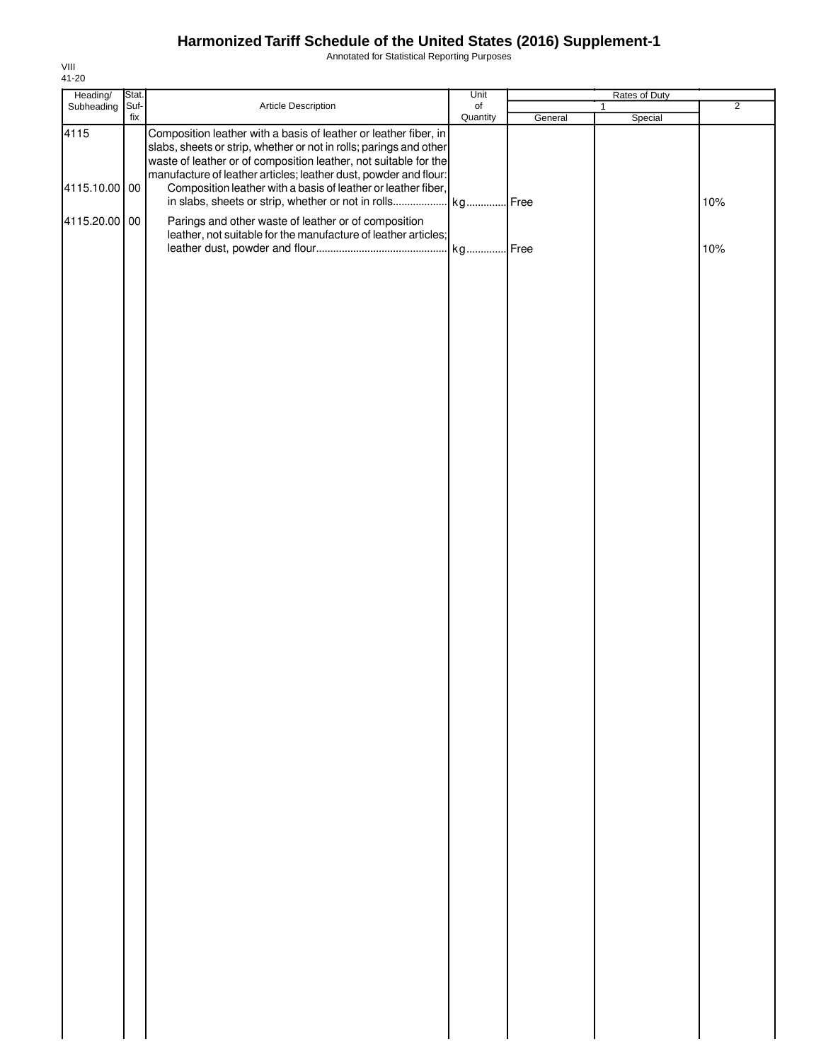# Harmonized Tariff Schedule of the United States (2016) Supplement-1

Annotated for Statistical Reporting Purposes

VIII
41-20

| Heading/ Subheading | Stat. Suf- fix | Article Description | Unit of Quantity | Rates of Duty | | |
|---|---|---|---|---|---|---|
| | | | | 1 | | 2 |
| | | | | General | Special | |
| 4115 | | Composition leather with a basis of leather or leather fiber, in slabs, sheets or strip, whether or not in rolls; parings and other waste of leather or of composition leather, not suitable for the manufacture of leather articles; leather dust, powder and flour: | | | | |
| 4115.10.00 | 00 | Composition leather with a basis of leather or leather fiber, in slabs, sheets or strip, whether or not in rolls | kg | Free | | 10% |
| 4115.20.00 | 00 | Parings and other waste of leather or of composition leather, not suitable for the manufacture of leather articles; leather dust, powder and flour | kg | Free | | 10% |